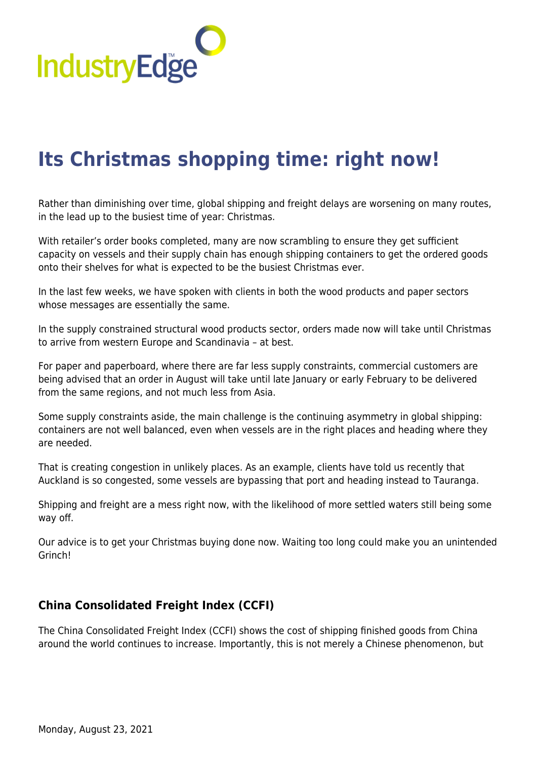# Its Christmas shopping time: right now!

Rather than diminishing over time, global shipping and freight delays are worsening on many routes, in the lead up to the busiest time of year: Christmas.

With retailer's order books completed, many are now scrambling to ensure they get sufficient capacity on vessels and their supply chain has enough shipping containers to get the ordered goods onto their shelves for what is expected to be the busiest Christmas ever.

In the last few weeks, we have spoken with clients in both the wood products and paper sectors whose messages are essentially the same.

In the supply constrained structural wood products sector, orders made now will take until Christmas to arrive from western Europe and Scandinavia – at best.

For paper and paperboard, where there are far less supply constraints, commercial customers are being advised that an order in August will take until late January or early February to be delivered from the same regions, and not much less from Asia.

Some supply constraints aside, the main challenge is the continuing asymmetry in global shipping: containers are not well balanced, even when vessels are in the right places and heading where they are needed.

That is creating congestion in unlikely places. As an example, clients have told us recently that Auckland is so congested, some vessels are bypassing that port and heading instead to Tauranga.

Shipping and freight are a mess right now, with the likelihood of more settled waters still being some way off.

Our advice is to get your Christmas buying done now. Waiting too long could make you an unintended Grinch!

## China Consolidated Freight Index (CCFI)

The China Consolidated Freight Index (CCFI) shows the cost of shipping finished goods from China around the world continues to increase. Importantly, this is not merely a Chinese phenomenon, but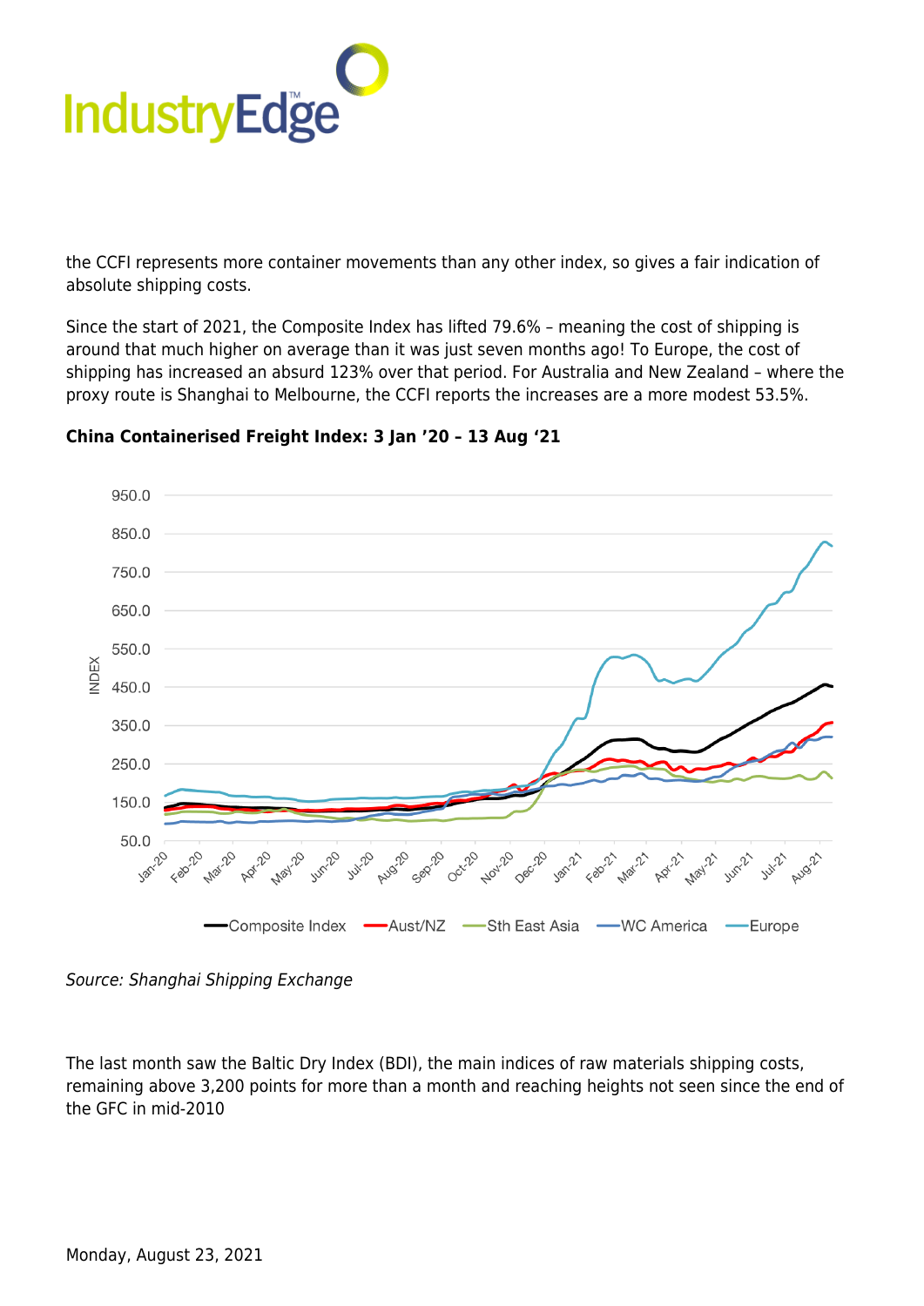the CCFI represents more container movements than any other index, so gives a fair indication of absolute shipping costs.

Since the start of 2021, the Composite Index has lifted 79.6% – meaning the cost of shipping is around that much higher on average than it was just seven months ago! To Europe, the cost of shipping has increased an absurd 123% over that period. For Australia and New Zealand – where the proxy route is Shanghai to Melbourne, the CCFI reports the increases are a more modest 53.5%.

**China Containerised Freight Index: 3 Jan '20 – 13 Aug '21**

*Source: Shanghai Shipping Exchange*

The last month saw the Baltic Dry Index (BDI), the main indices of raw materials shipping costs, remaining above 3,200 points for more than a month and reaching heights not seen since the end of the GFC in mid-2010

Monday, August 23, 2021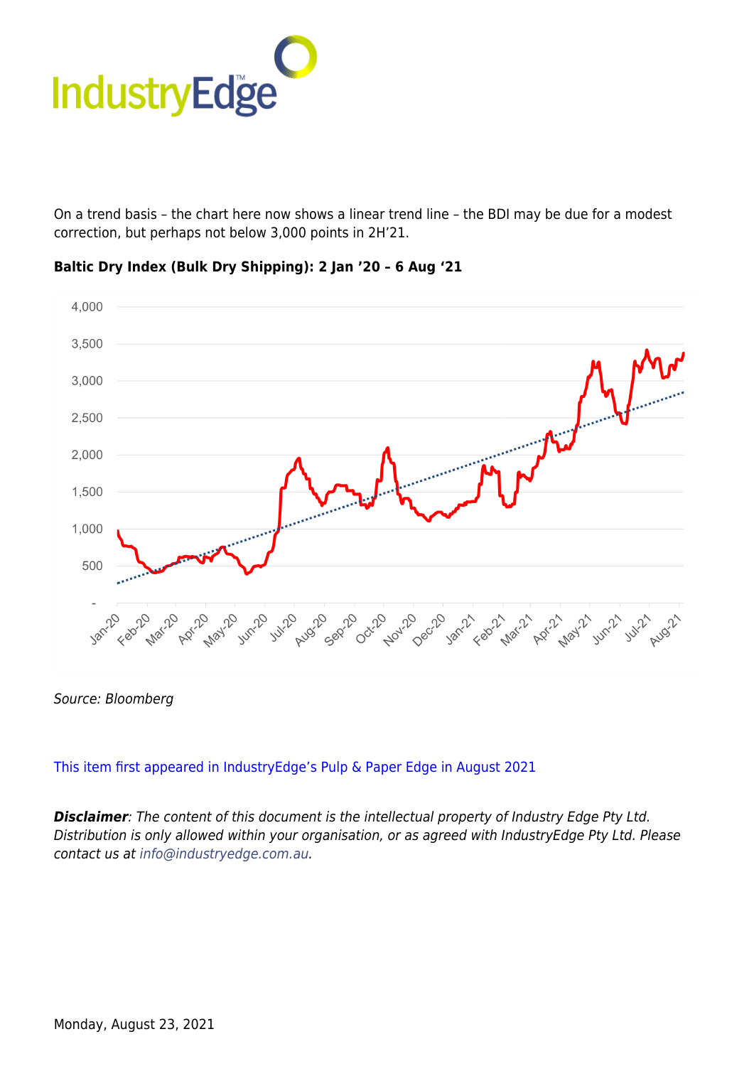On a trend basis – the chart here now shows a linear trend line – the BDI may be due for a modest correction, but perhaps not below 3,000 points in 2H'21.

**Baltic Dry Index (Bulk Dry Shipping): 2 Jan '20 – 6 Aug '21**

4,000
3,500
3,000
2,500
2,000
1,500
1,000
500
-

Jan-20 Feb-20 Mar-20 Apr-20 May-20 Jun-20 Jul-20 Aug-20 Sep-20 Oct-20 Nov-20 Dec-20 Jan-21 Feb-21 Mar-21 Apr-21 May-21 Jun-21 Jul-21 Aug-21

*Source: Bloomberg*

This item first appeared in IndustryEdge's Pulp & Paper Edge in August 2021

***Disclaimer****: The content of this document is the intellectual property of Industry Edge Pty Ltd. Distribution is only allowed within your organisation, or as agreed with IndustryEdge Pty Ltd. Please contact us at info@industryedge.com.au.*